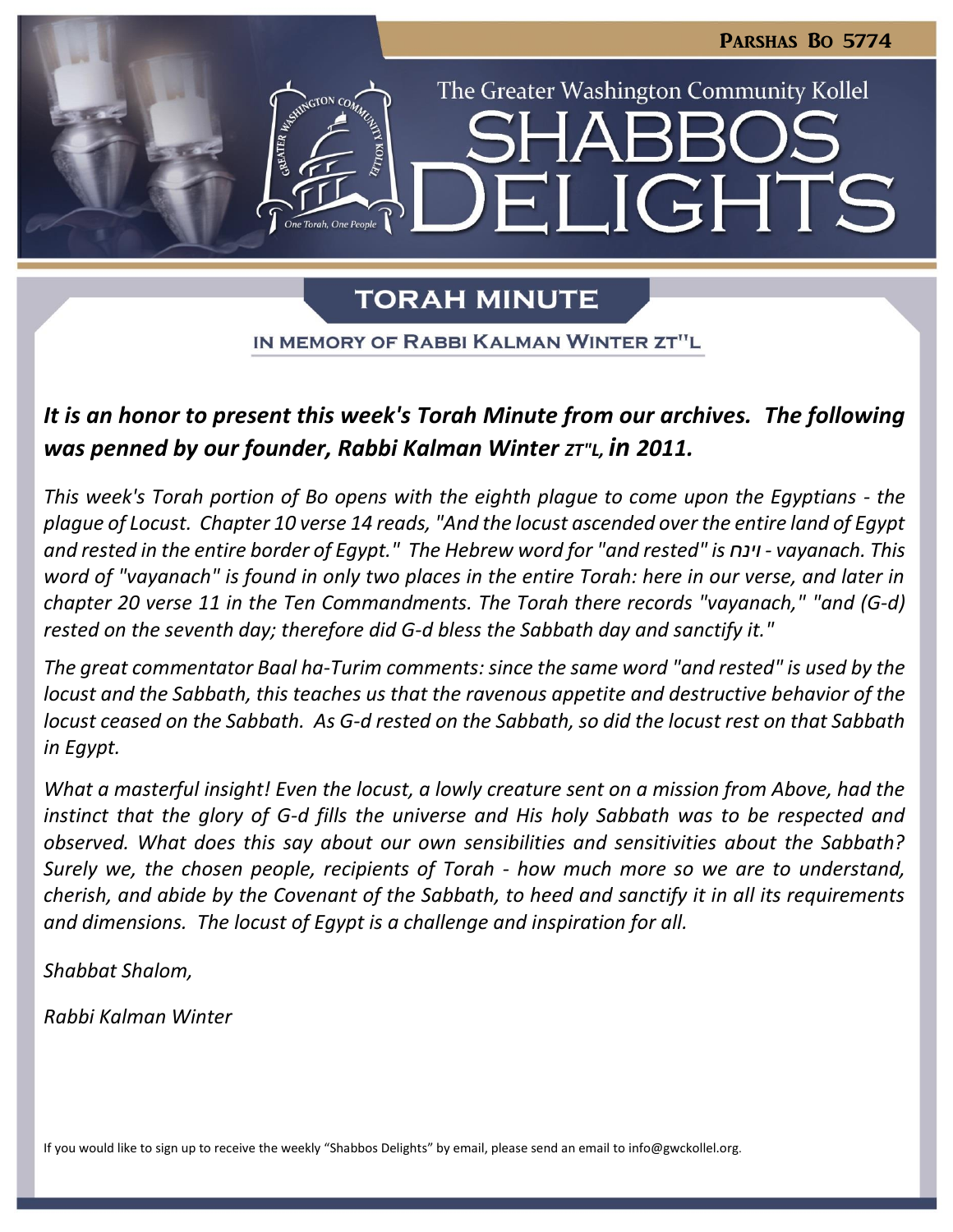Parshas Bo 5774

The Greater Washington Community Kollel

# SHABBOS DELIGHTS

## TORAH MINUTE

IN MEMORY OF RABBI KALMAN WINTER ZT"L

***It is an honor to present this week's Torah Minute from our archives. The following was penned by our founder, Rabbi Kalman Winter zt"l, in 2011.***

*This week's Torah portion of Bo opens with the eighth plague to come upon the Egyptians - the plague of Locust. Chapter 10 verse 14 reads, "And the locust ascended over the entire land of Egypt and rested in the entire border of Egypt." The Hebrew word for "and rested" is* וינח *- vayanach. This word of "vayanach" is found in only two places in the entire Torah: here in our verse, and later in chapter 20 verse 11 in the Ten Commandments. The Torah there records "vayanach," "and (G-d) rested on the seventh day; therefore did G-d bless the Sabbath day and sanctify it."*

*The great commentator Baal ha-Turim comments: since the same word "and rested" is used by the locust and the Sabbath, this teaches us that the ravenous appetite and destructive behavior of the locust ceased on the Sabbath. As G-d rested on the Sabbath, so did the locust rest on that Sabbath in Egypt.*

*What a masterful insight! Even the locust, a lowly creature sent on a mission from Above, had the instinct that the glory of G-d fills the universe and His holy Sabbath was to be respected and observed. What does this say about our own sensibilities and sensitivities about the Sabbath? Surely we, the chosen people, recipients of Torah - how much more so we are to understand, cherish, and abide by the Covenant of the Sabbath, to heed and sanctify it in all its requirements and dimensions. The locust of Egypt is a challenge and inspiration for all.*

*Shabbat Shalom,*

*Rabbi Kalman Winter*

If you would like to sign up to receive the weekly "Shabbos Delights" by email, please send an email to info@gwckollel.org.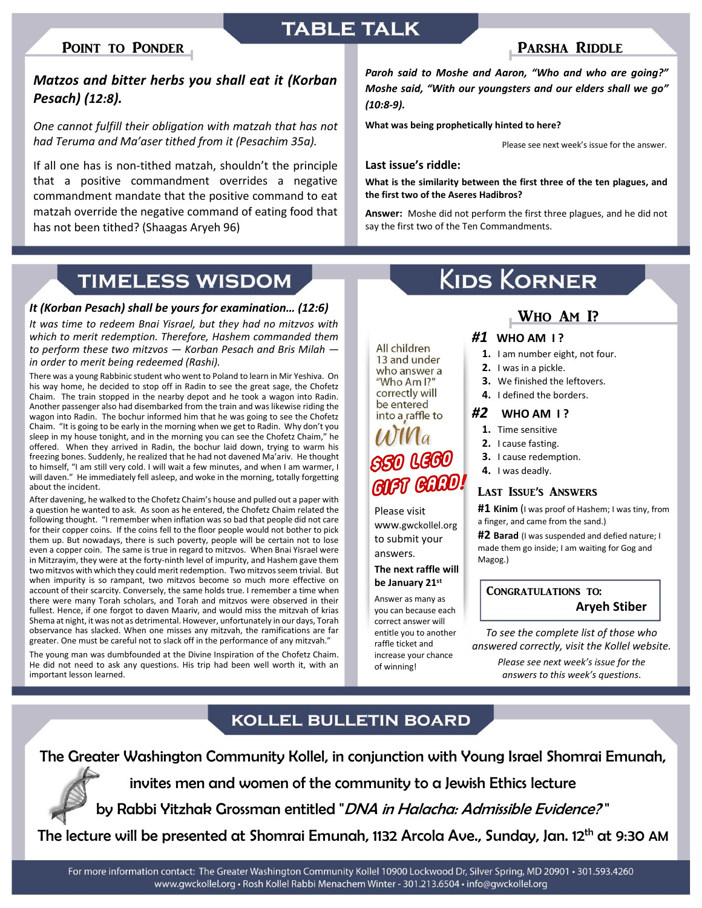# TABLE TALK

## Point to Ponder

***Matzos and bitter herbs you shall eat it (Korban Pesach) (12:8).***

*One cannot fulfill their obligation with matzah that has not had Teruma and Ma'aser tithed from it (Pesachim 35a).*

If all one has is non-tithed matzah, shouldn't the principle that a positive commandment overrides a negative commandment mandate that the positive command to eat matzah override the negative command of eating food that has not been tithed? (Shaagas Aryeh 96)

## Parsha Riddle

***Paroh said to Moshe and Aaron, "Who and who are going?" Moshe said, "With our youngsters and our elders shall we go" (10:8-9).***

**What was being prophetically hinted to here?**

Please see next week's issue for the answer.

**Last issue's riddle:**

**What is the similarity between the first three of the ten plagues, and the first two of the Aseres Hadibros?**

**Answer:** Moshe did not perform the first three plagues, and he did not say the first two of the Ten Commandments.

# TIMELESS WISDOM

***It (Korban Pesach) shall be yours for examination… (12:6)***

*It was time to redeem Bnai Yisrael, but they had no mitzvos with which to merit redemption. Therefore, Hashem commanded them to perform these two mitzvos — Korban Pesach and Bris Milah — in order to merit being redeemed (Rashi).*

There was a young Rabbinic student who went to Poland to learn in Mir Yeshiva. On his way home, he decided to stop off in Radin to see the great sage, the Chofetz Chaim. The train stopped in the nearby depot and he took a wagon into Radin. Another passenger also had disembarked from the train and was likewise riding the wagon into Radin. The bochur informed him that he was going to see the Chofetz Chaim. "It is going to be early in the morning when we get to Radin. Why don't you sleep in my house tonight, and in the morning you can see the Chofetz Chaim," he offered. When they arrived in Radin, the bochur laid down, trying to warm his freezing bones. Suddenly, he realized that he had not davened Ma'ariv. He thought to himself, "I am still very cold. I will wait a few minutes, and when I am warmer, I will daven." He immediately fell asleep, and woke in the morning, totally forgetting about the incident.

After davening, he walked to the Chofetz Chaim's house and pulled out a paper with a question he wanted to ask. As soon as he entered, the Chofetz Chaim related the following thought. "I remember when inflation was so bad that people did not care for their copper coins. If the coins fell to the floor people would not bother to pick them up. But nowadays, there is such poverty, people will be certain not to lose even a copper coin. The same is true in regard to mitzvos. When Bnai Yisrael were in Mitzrayim, they were at the forty-ninth level of impurity, and Hashem gave them two mitzvos with which they could merit redemption. Two mitzvos seem trivial. But when impurity is so rampant, two mitzvos become so much more effective on account of their scarcity. Conversely, the same holds true. I remember a time when there were many Torah scholars, and Torah and mitzvos were observed in their fullest. Hence, if one forgot to daven Maariv, or would miss the mitzvah of krias Shema at night, it was not as detrimental. However, unfortunately in our days, Torah observance has slacked. When one misses any mitzvah, the ramifications are far greater. One must be careful not to slack off in the performance of any mitzvah."

The young man was dumbfounded at the Divine Inspiration of the Chofetz Chaim. He did not need to ask any questions. His trip had been well worth it, with an important lesson learned.

# KIDS KORNER

All children 13 and under who answer a "Who Am I?" correctly will be entered into a raffle to

**Win a $50 LEGO GIFT CARD!**

Please visit www.gwckollel.org to submit your answers.

**The next raffle will be January 21st**

Answer as many as you can because each correct answer will entitle you to another raffle ticket and increase your chance of winning!

## Who Am I?

***#1* WHO AM I ?**

1. I am number eight, not four.
2. I was in a pickle.
3. We finished the leftovers.
4. I defined the borders.

***#2* WHO AM I ?**

1. Time sensitive
2. I cause fasting.
3. I cause redemption.
4. I was deadly.

## Last Issue's Answers

**#1 Kinim** (I was proof of Hashem; I was tiny, from a finger, and came from the sand.)

**#2 Barad** (I was suspended and defied nature; I made them go inside; I am waiting for Gog and Magog.)

**Congratulations to:**
**Aryeh Stiber**

*To see the complete list of those who answered correctly, visit the Kollel website.*

*Please see next week's issue for the answers to this week's questions.*

# KOLLEL BULLETIN BOARD

The Greater Washington Community Kollel, in conjunction with Young Israel Shomrai Emunah, invites men and women of the community to a Jewish Ethics lecture by Rabbi Yitzhak Grossman entitled "*DNA in Halacha: Admissible Evidence?*"

The lecture will be presented at Shomrai Emunah, 1132 Arcola Ave., Sunday, Jan. 12th at 9:30 AM

For more information contact: The Greater Washington Community Kollel 10900 Lockwood Dr, Silver Spring, MD 20901 • 301.593.4260
www.gwckollel.org • Rosh Kollel Rabbi Menachem Winter - 301.213.6504 • info@gwckollel.org